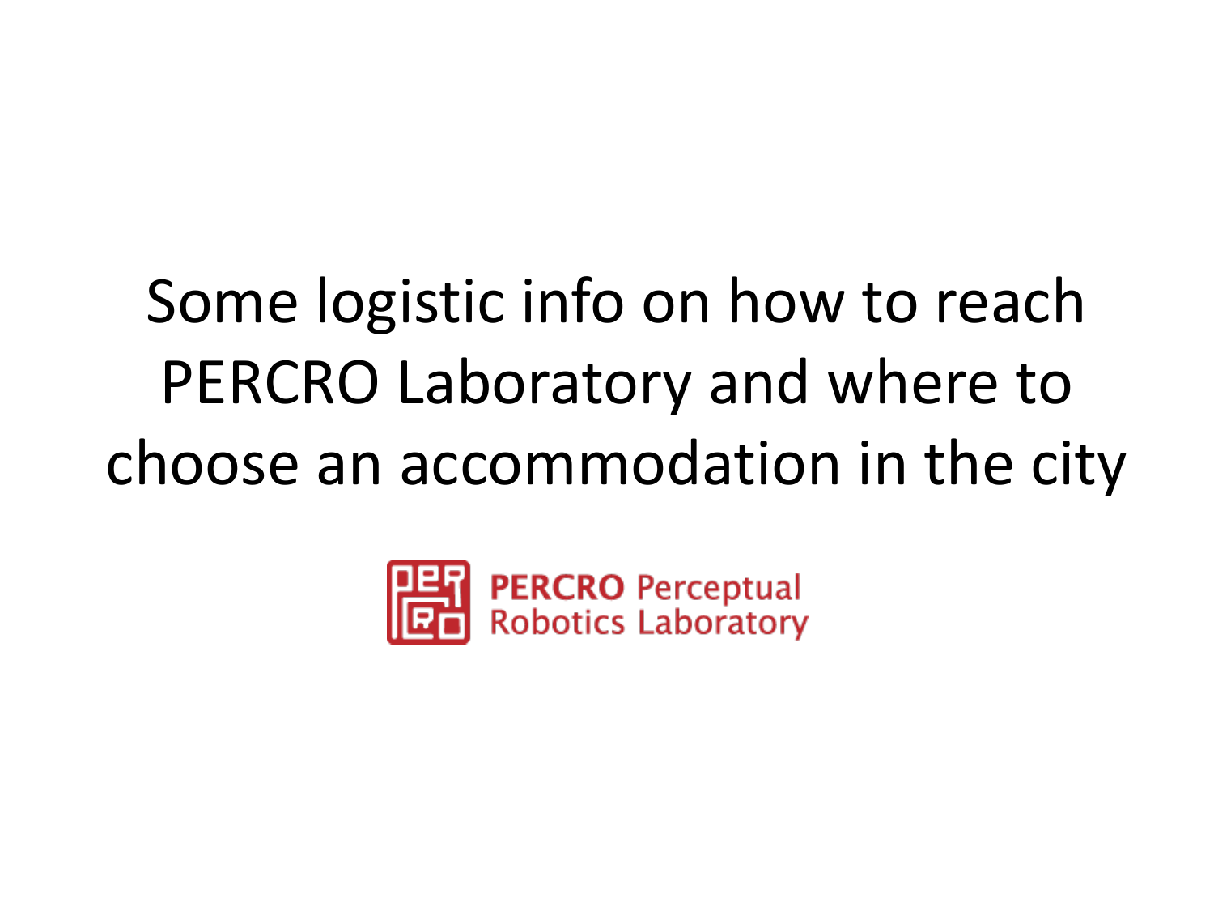# Some logistic info on how to reach PERCRO Laboratory and where to choose an accommodation in the city

**PERCRO** Perceptual Robotics Laboratory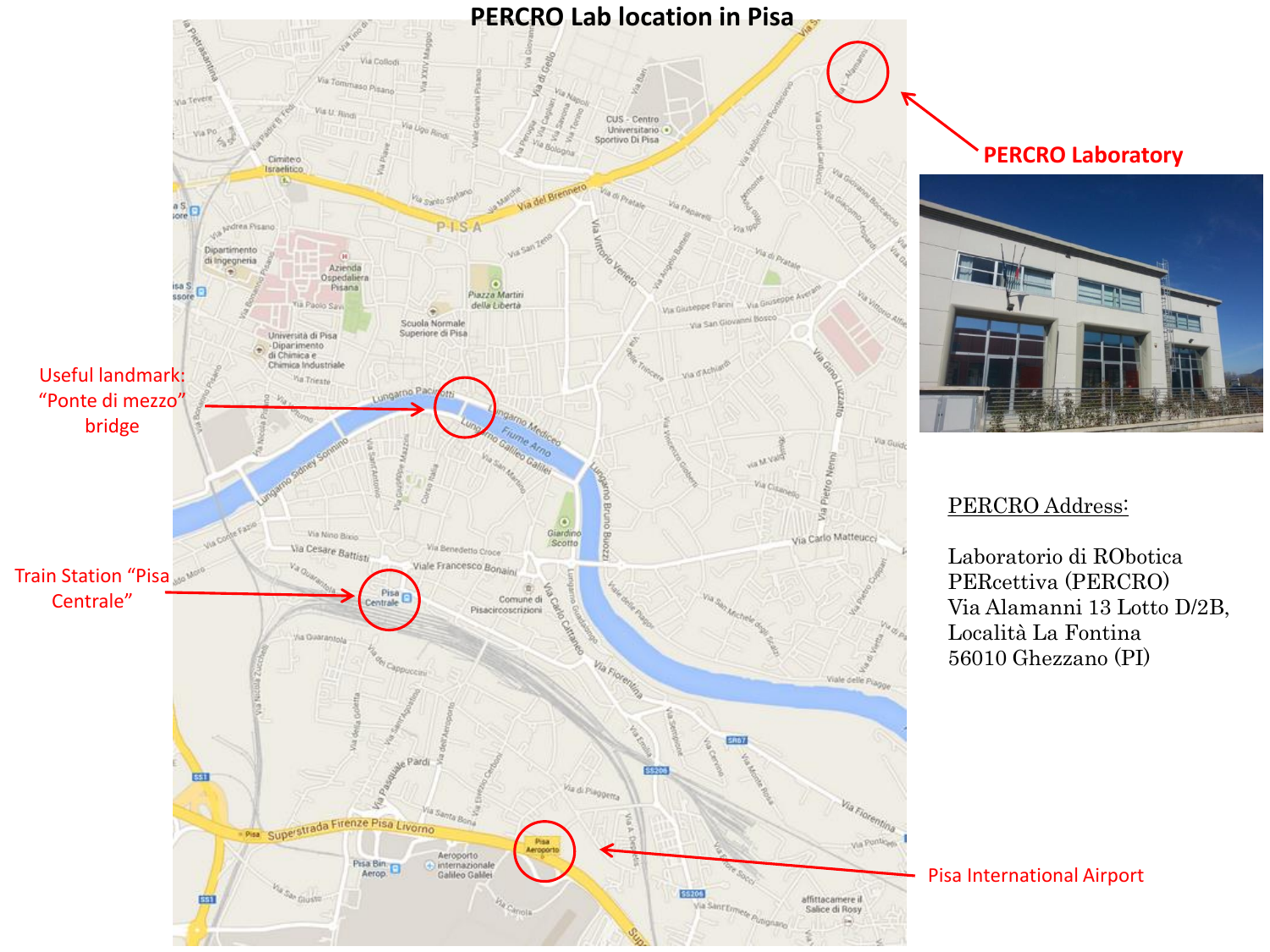# PERCRO Lab location in Pisa

PERCRO Laboratory

Useful landmark: "Ponte di mezzo" bridge

Train Station "Pisa Centrale"

Pisa International Airport

PERCRO Address:

Laboratorio di RObotica PERcettiva (PERCRO)
Via Alamanni 13 Lotto D/2B,
Località La Fontina
56010 Ghezzano (PI)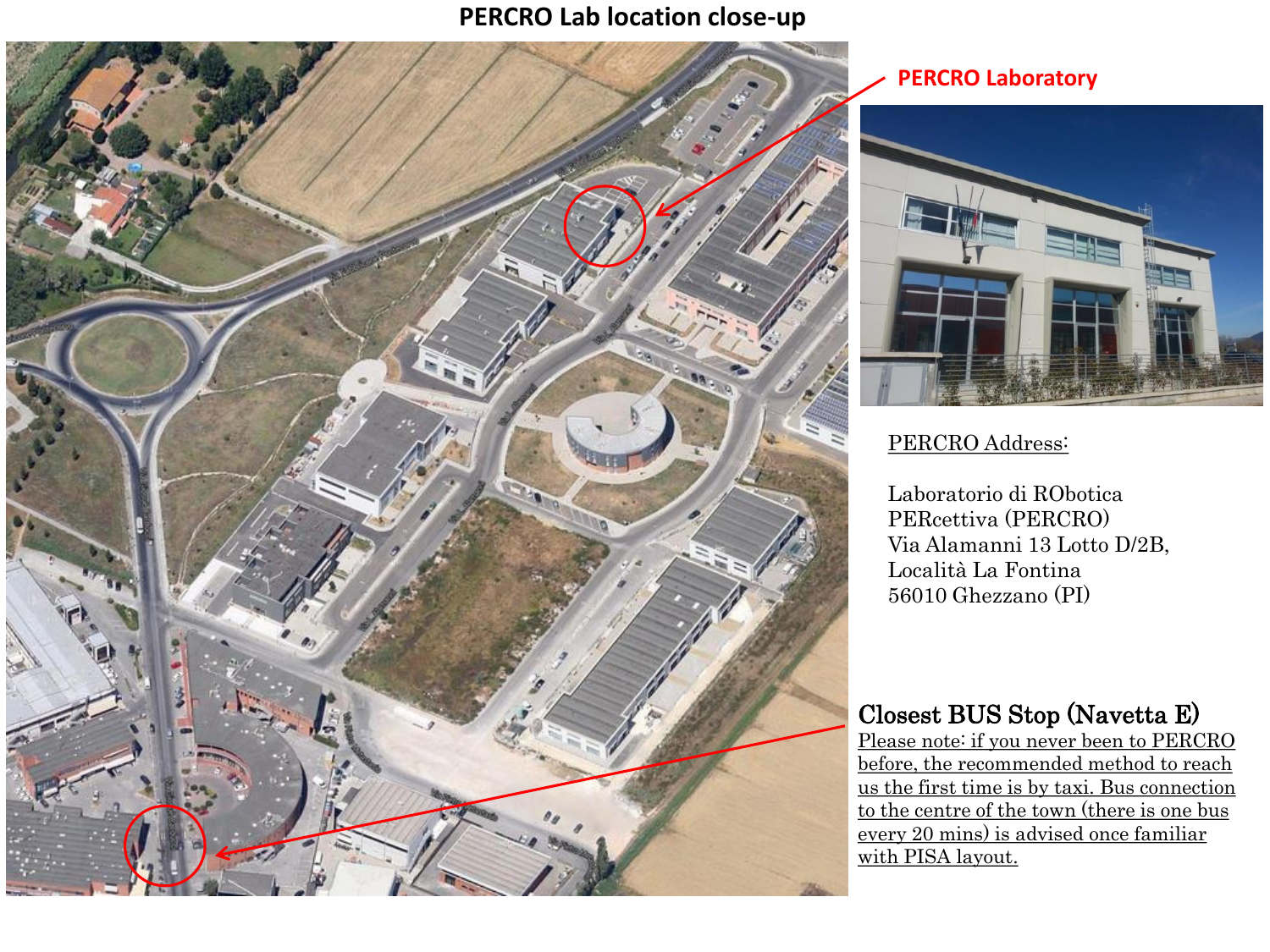# PERCRO Lab location close-up

**PERCRO Laboratory**

PERCRO Address:

Laboratorio di RObotica
PERcettiva (PERCRO)
Via Alamanni 13 Lotto D/2B,
Località La Fontina
56010 Ghezzano (PI)

**Closest BUS Stop (Navetta E)**

Please note: if you never been to PERCRO before, the recommended method to reach us the first time is by taxi. Bus connection to the centre of the town (there is one bus every 20 mins) is advised once familiar with PISA layout.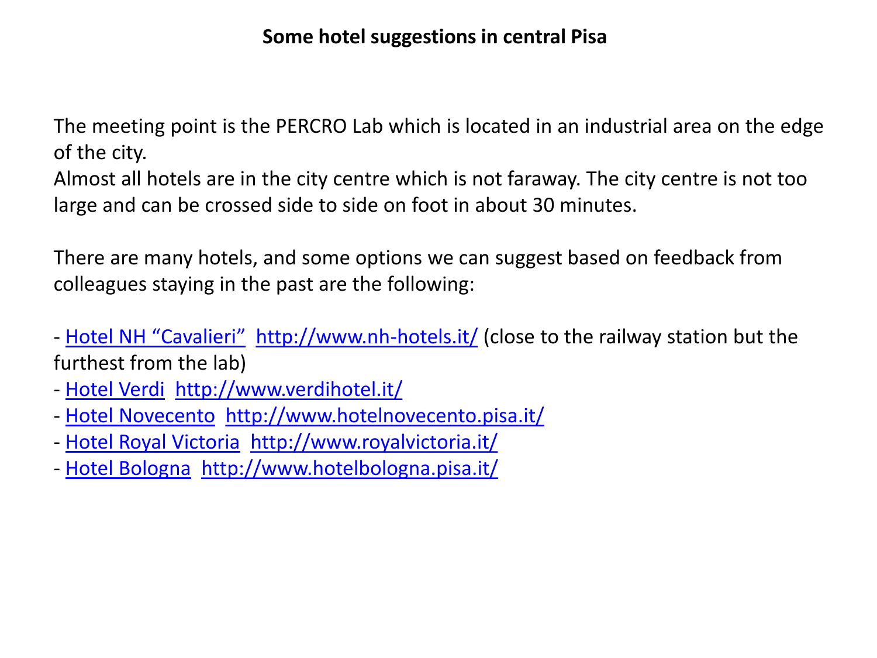# Some hotel suggestions in central Pisa

The meeting point is the PERCRO Lab which is located in an industrial area on the edge of the city.
Almost all hotels are in the city centre which is not faraway. The city centre is not too large and can be crossed side to side on foot in about 30 minutes.

There are many hotels, and some options we can suggest based on feedback from colleagues staying in the past are the following:

- Hotel NH "Cavalieri" http://www.nh-hotels.it/ (close to the railway station but the furthest from the lab)
- Hotel Verdi http://www.verdihotel.it/
- Hotel Novecento http://www.hotelnovecento.pisa.it/
- Hotel Royal Victoria http://www.royalvictoria.it/
- Hotel Bologna http://www.hotelbologna.pisa.it/